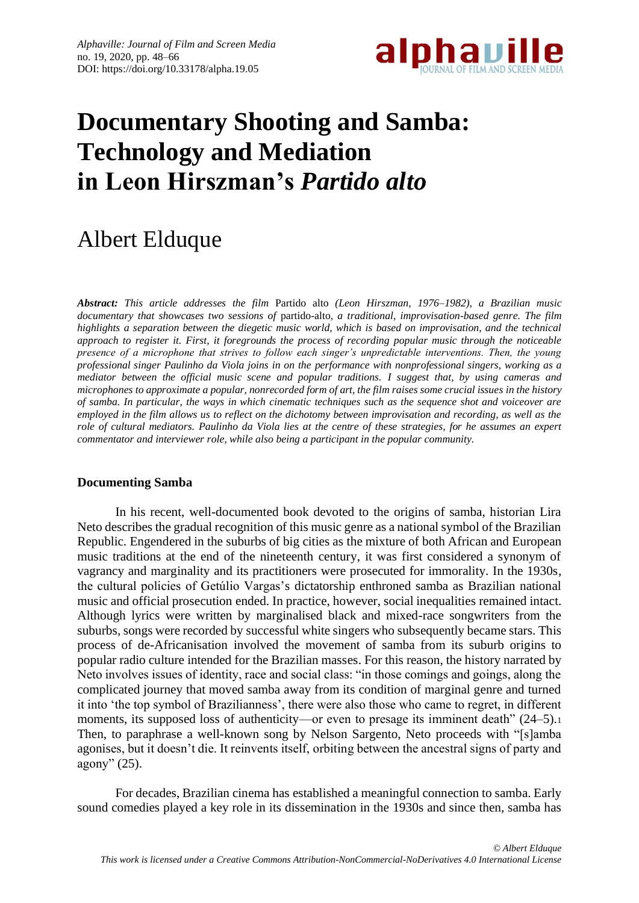# Documentary Shooting and Samba: Technology and Mediation in Leon Hirszman's *Partido alto*

## Albert Elduque

***Abstract:*** *This article addresses the film* Partido alto *(Leon Hirszman, 1976–1982), a Brazilian music documentary that showcases two sessions of* partido-alto*, a traditional, improvisation-based genre. The film highlights a separation between the diegetic music world, which is based on improvisation, and the technical approach to register it. First, it foregrounds the process of recording popular music through the noticeable presence of a microphone that strives to follow each singer's unpredictable interventions. Then, the young professional singer Paulinho da Viola joins in on the performance with nonprofessional singers, working as a mediator between the official music scene and popular traditions. I suggest that, by using cameras and microphones to approximate a popular, nonrecorded form of art, the film raises some crucial issues in the history of samba. In particular, the ways in which cinematic techniques such as the sequence shot and voiceover are employed in the film allows us to reflect on the dichotomy between improvisation and recording, as well as the role of cultural mediators. Paulinho da Viola lies at the centre of these strategies, for he assumes an expert commentator and interviewer role, while also being a participant in the popular community.*

### Documenting Samba

In his recent, well-documented book devoted to the origins of samba, historian Lira Neto describes the gradual recognition of this music genre as a national symbol of the Brazilian Republic. Engendered in the suburbs of big cities as the mixture of both African and European music traditions at the end of the nineteenth century, it was first considered a synonym of vagrancy and marginality and its practitioners were prosecuted for immorality. In the 1930s, the cultural policies of Getúlio Vargas's dictatorship enthroned samba as Brazilian national music and official prosecution ended. In practice, however, social inequalities remained intact. Although lyrics were written by marginalised black and mixed-race songwriters from the suburbs, songs were recorded by successful white singers who subsequently became stars. This process of de-Africanisation involved the movement of samba from its suburb origins to popular radio culture intended for the Brazilian masses. For this reason, the history narrated by Neto involves issues of identity, race and social class: "in those comings and goings, along the complicated journey that moved samba away from its condition of marginal genre and turned it into 'the top symbol of Brazilianness', there were also those who came to regret, in different moments, its supposed loss of authenticity—or even to presage its imminent death" (24–5).[1] Then, to paraphrase a well-known song by Nelson Sargento, Neto proceeds with "[s]amba agonises, but it doesn't die. It reinvents itself, orbiting between the ancestral signs of party and agony" (25).

For decades, Brazilian cinema has established a meaningful connection to samba. Early sound comedies played a key role in its dissemination in the 1930s and since then, samba has

*© Albert Elduque*
*This work is licensed under a Creative Commons Attribution-NonCommercial-NoDerivatives 4.0 International License*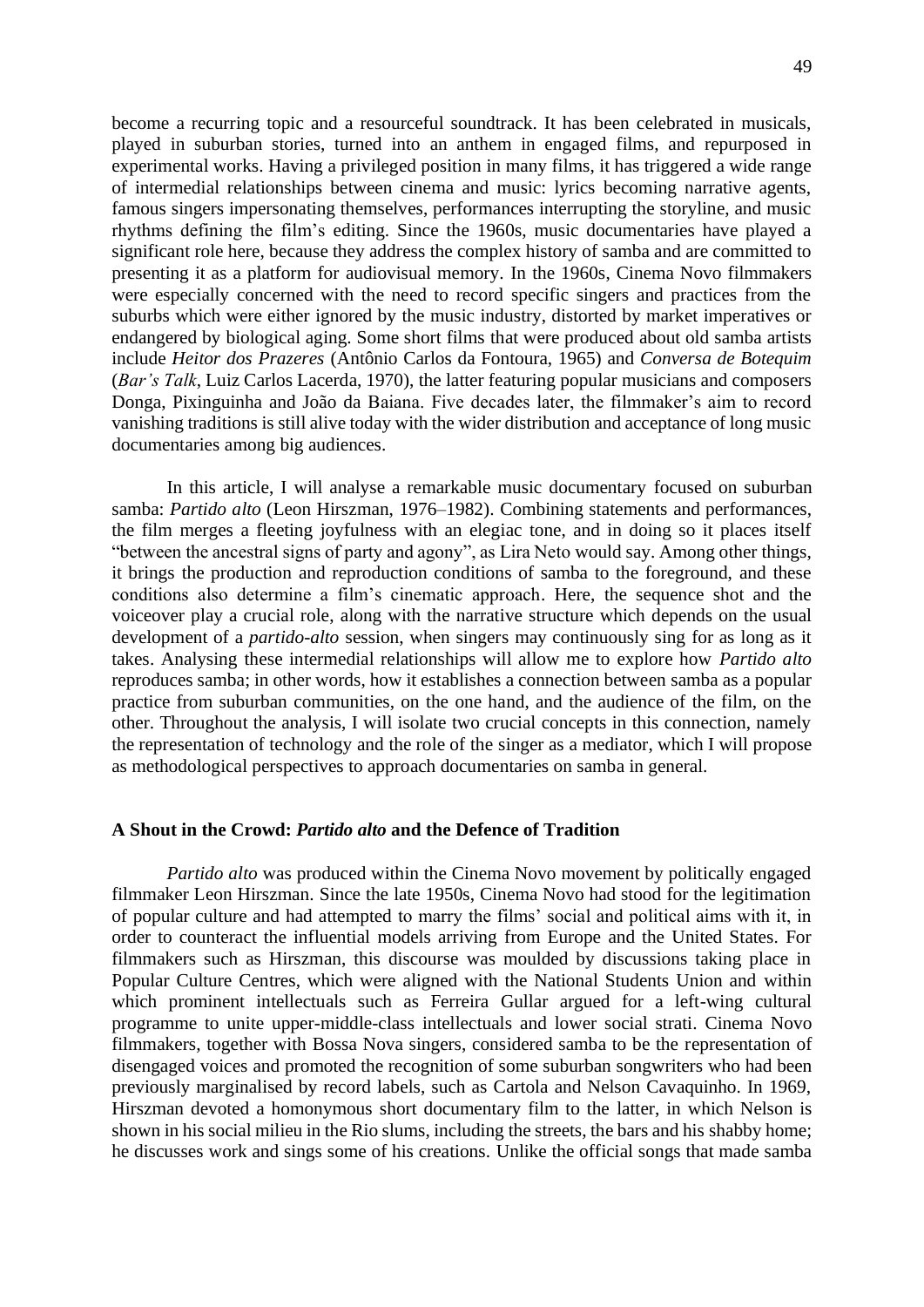become a recurring topic and a resourceful soundtrack. It has been celebrated in musicals, played in suburban stories, turned into an anthem in engaged films, and repurposed in experimental works. Having a privileged position in many films, it has triggered a wide range of intermedial relationships between cinema and music: lyrics becoming narrative agents, famous singers impersonating themselves, performances interrupting the storyline, and music rhythms defining the film's editing. Since the 1960s, music documentaries have played a significant role here, because they address the complex history of samba and are committed to presenting it as a platform for audiovisual memory. In the 1960s, Cinema Novo filmmakers were especially concerned with the need to record specific singers and practices from the suburbs which were either ignored by the music industry, distorted by market imperatives or endangered by biological aging. Some short films that were produced about old samba artists include *Heitor dos Prazeres* (Antônio Carlos da Fontoura, 1965) and *Conversa de Botequim* (*Bar's Talk*, Luiz Carlos Lacerda, 1970), the latter featuring popular musicians and composers Donga, Pixinguinha and João da Baiana. Five decades later, the filmmaker's aim to record vanishing traditions is still alive today with the wider distribution and acceptance of long music documentaries among big audiences.

In this article, I will analyse a remarkable music documentary focused on suburban samba: *Partido alto* (Leon Hirszman, 1976–1982). Combining statements and performances, the film merges a fleeting joyfulness with an elegiac tone, and in doing so it places itself "between the ancestral signs of party and agony", as Lira Neto would say. Among other things, it brings the production and reproduction conditions of samba to the foreground, and these conditions also determine a film's cinematic approach. Here, the sequence shot and the voiceover play a crucial role, along with the narrative structure which depends on the usual development of a *partido-alto* session, when singers may continuously sing for as long as it takes. Analysing these intermedial relationships will allow me to explore how *Partido alto* reproduces samba; in other words, how it establishes a connection between samba as a popular practice from suburban communities, on the one hand, and the audience of the film, on the other. Throughout the analysis, I will isolate two crucial concepts in this connection, namely the representation of technology and the role of the singer as a mediator, which I will propose as methodological perspectives to approach documentaries on samba in general.

## A Shout in the Crowd: *Partido alto* and the Defence of Tradition

*Partido alto* was produced within the Cinema Novo movement by politically engaged filmmaker Leon Hirszman. Since the late 1950s, Cinema Novo had stood for the legitimation of popular culture and had attempted to marry the films' social and political aims with it, in order to counteract the influential models arriving from Europe and the United States. For filmmakers such as Hirszman, this discourse was moulded by discussions taking place in Popular Culture Centres, which were aligned with the National Students Union and within which prominent intellectuals such as Ferreira Gullar argued for a left-wing cultural programme to unite upper-middle-class intellectuals and lower social strati. Cinema Novo filmmakers, together with Bossa Nova singers, considered samba to be the representation of disengaged voices and promoted the recognition of some suburban songwriters who had been previously marginalised by record labels, such as Cartola and Nelson Cavaquinho. In 1969, Hirszman devoted a homonymous short documentary film to the latter, in which Nelson is shown in his social milieu in the Rio slums, including the streets, the bars and his shabby home; he discusses work and sings some of his creations. Unlike the official songs that made samba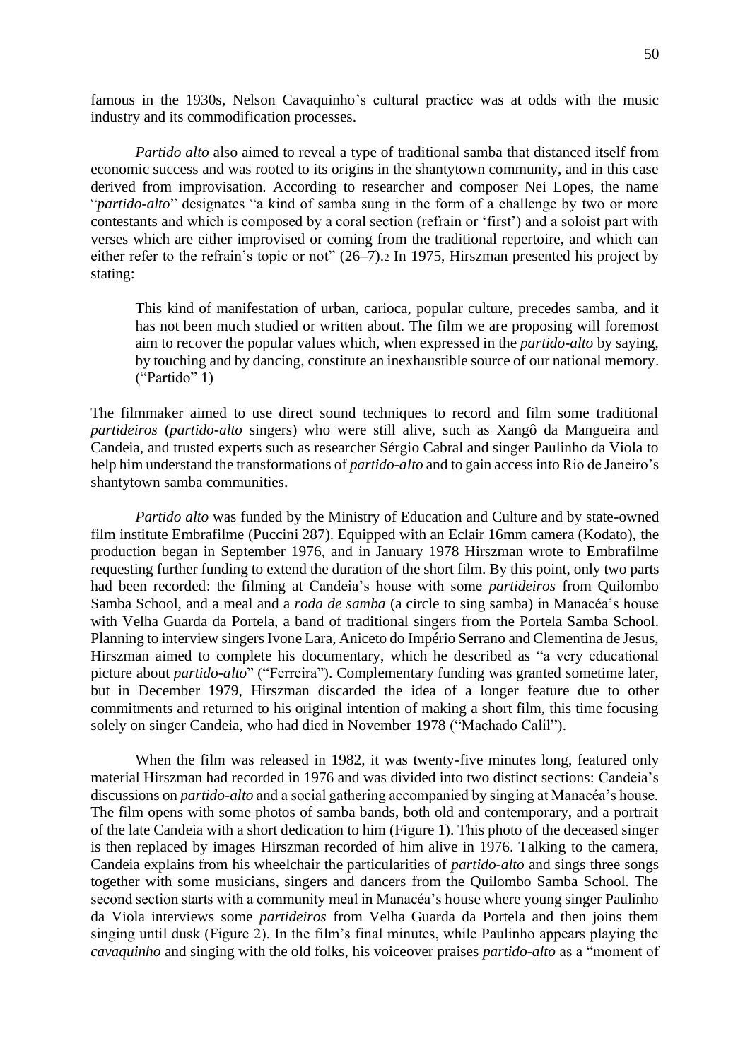famous in the 1930s, Nelson Cavaquinho's cultural practice was at odds with the music industry and its commodification processes.

*Partido alto* also aimed to reveal a type of traditional samba that distanced itself from economic success and was rooted to its origins in the shantytown community, and in this case derived from improvisation. According to researcher and composer Nei Lopes, the name "*partido-alto*" designates "a kind of samba sung in the form of a challenge by two or more contestants and which is composed by a coral section (refrain or 'first') and a soloist part with verses which are either improvised or coming from the traditional repertoire, and which can either refer to the refrain's topic or not" (26–7).[2] In 1975, Hirszman presented his project by stating:

> This kind of manifestation of urban, carioca, popular culture, precedes samba, and it has not been much studied or written about. The film we are proposing will foremost aim to recover the popular values which, when expressed in the *partido-alto* by saying, by touching and by dancing, constitute an inexhaustible source of our national memory. ("Partido" 1)

The filmmaker aimed to use direct sound techniques to record and film some traditional *partideiros* (*partido-alto* singers) who were still alive, such as Xangô da Mangueira and Candeia, and trusted experts such as researcher Sérgio Cabral and singer Paulinho da Viola to help him understand the transformations of *partido-alto* and to gain access into Rio de Janeiro's shantytown samba communities.

*Partido alto* was funded by the Ministry of Education and Culture and by state-owned film institute Embrafilme (Puccini 287). Equipped with an Eclair 16mm camera (Kodato), the production began in September 1976, and in January 1978 Hirszman wrote to Embrafilme requesting further funding to extend the duration of the short film. By this point, only two parts had been recorded: the filming at Candeia's house with some *partideiros* from Quilombo Samba School, and a meal and a *roda de samba* (a circle to sing samba) in Manacéa's house with Velha Guarda da Portela, a band of traditional singers from the Portela Samba School. Planning to interview singers Ivone Lara, Aniceto do Império Serrano and Clementina de Jesus, Hirszman aimed to complete his documentary, which he described as "a very educational picture about *partido-alto*" ("Ferreira"). Complementary funding was granted sometime later, but in December 1979, Hirszman discarded the idea of a longer feature due to other commitments and returned to his original intention of making a short film, this time focusing solely on singer Candeia, who had died in November 1978 ("Machado Calil").

When the film was released in 1982, it was twenty-five minutes long, featured only material Hirszman had recorded in 1976 and was divided into two distinct sections: Candeia's discussions on *partido-alto* and a social gathering accompanied by singing at Manacéa's house. The film opens with some photos of samba bands, both old and contemporary, and a portrait of the late Candeia with a short dedication to him (Figure 1). This photo of the deceased singer is then replaced by images Hirszman recorded of him alive in 1976. Talking to the camera, Candeia explains from his wheelchair the particularities of *partido-alto* and sings three songs together with some musicians, singers and dancers from the Quilombo Samba School. The second section starts with a community meal in Manacéa's house where young singer Paulinho da Viola interviews some *partideiros* from Velha Guarda da Portela and then joins them singing until dusk (Figure 2). In the film's final minutes, while Paulinho appears playing the *cavaquinho* and singing with the old folks, his voiceover praises *partido-alto* as a "moment of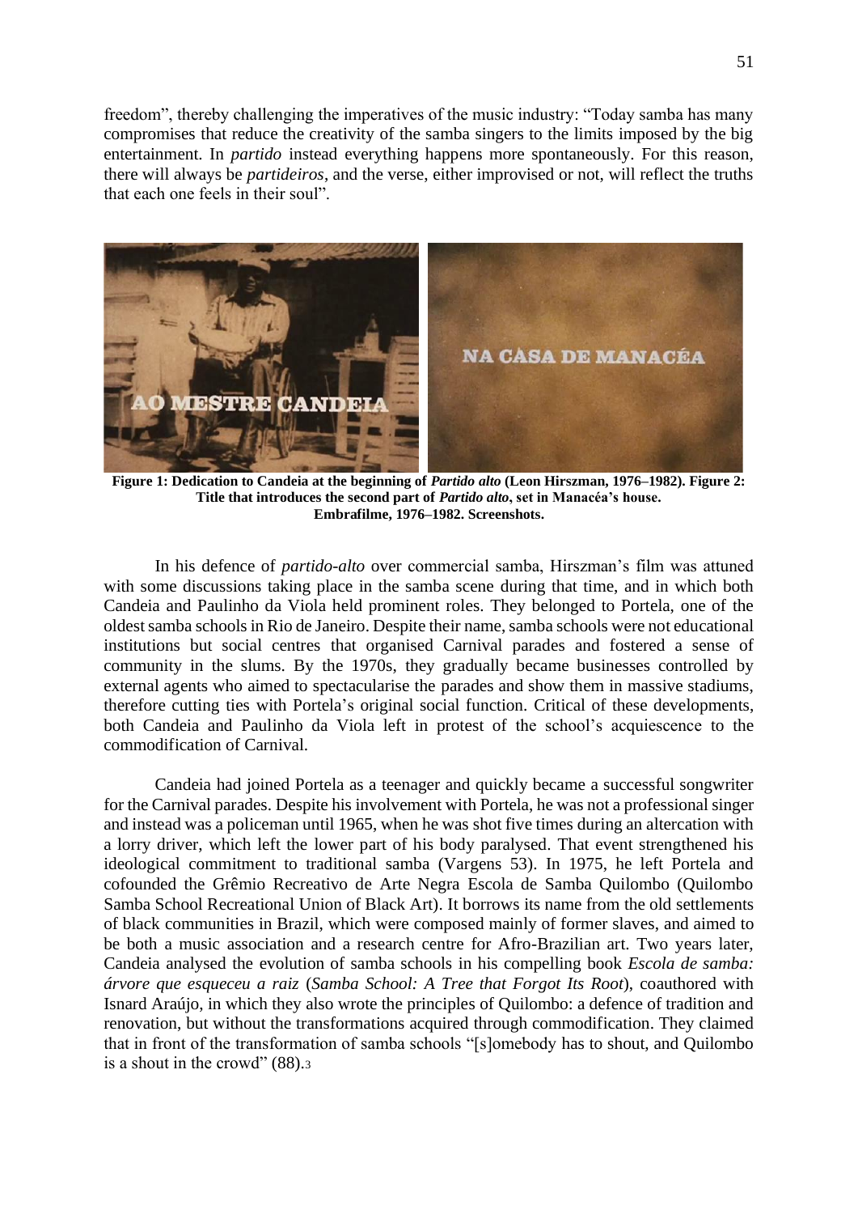freedom", thereby challenging the imperatives of the music industry: "Today samba has many compromises that reduce the creativity of the samba singers to the limits imposed by the big entertainment. In *partido* instead everything happens more spontaneously. For this reason, there will always be *partideiros*, and the verse, either improvised or not, will reflect the truths that each one feels in their soul".

**Figure 1: Dedication to Candeia at the beginning of *Partido alto* (Leon Hirszman, 1976–1982). Figure 2: Title that introduces the second part of *Partido alto*, set in Manacéa's house. Embrafilme, 1976–1982. Screenshots.**

In his defence of *partido-alto* over commercial samba, Hirszman's film was attuned with some discussions taking place in the samba scene during that time, and in which both Candeia and Paulinho da Viola held prominent roles. They belonged to Portela, one of the oldest samba schools in Rio de Janeiro. Despite their name, samba schools were not educational institutions but social centres that organised Carnival parades and fostered a sense of community in the slums. By the 1970s, they gradually became businesses controlled by external agents who aimed to spectacularise the parades and show them in massive stadiums, therefore cutting ties with Portela's original social function. Critical of these developments, both Candeia and Paulinho da Viola left in protest of the school's acquiescence to the commodification of Carnival.

Candeia had joined Portela as a teenager and quickly became a successful songwriter for the Carnival parades. Despite his involvement with Portela, he was not a professional singer and instead was a policeman until 1965, when he was shot five times during an altercation with a lorry driver, which left the lower part of his body paralysed. That event strengthened his ideological commitment to traditional samba (Vargens 53). In 1975, he left Portela and cofounded the Grêmio Recreativo de Arte Negra Escola de Samba Quilombo (Quilombo Samba School Recreational Union of Black Art). It borrows its name from the old settlements of black communities in Brazil, which were composed mainly of former slaves, and aimed to be both a music association and a research centre for Afro-Brazilian art. Two years later, Candeia analysed the evolution of samba schools in his compelling book *Escola de samba: árvore que esqueceu a raiz* (*Samba School: A Tree that Forgot Its Root*), coauthored with Isnard Araújo, in which they also wrote the principles of Quilombo: a defence of tradition and renovation, but without the transformations acquired through commodification. They claimed that in front of the transformation of samba schools "[s]omebody has to shout, and Quilombo is a shout in the crowd" (88).[3]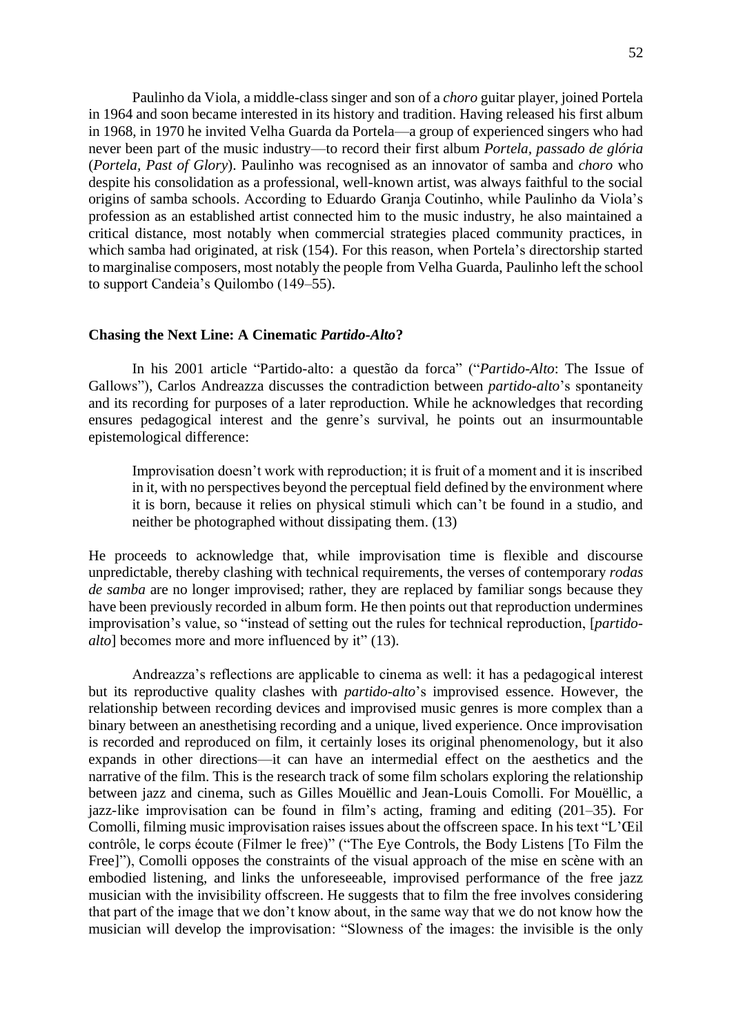Paulinho da Viola, a middle-class singer and son of a *choro* guitar player, joined Portela in 1964 and soon became interested in its history and tradition. Having released his first album in 1968, in 1970 he invited Velha Guarda da Portela—a group of experienced singers who had never been part of the music industry—to record their first album *Portela, passado de glória* (*Portela, Past of Glory*). Paulinho was recognised as an innovator of samba and *choro* who despite his consolidation as a professional, well-known artist, was always faithful to the social origins of samba schools. According to Eduardo Granja Coutinho, while Paulinho da Viola's profession as an established artist connected him to the music industry, he also maintained a critical distance, most notably when commercial strategies placed community practices, in which samba had originated, at risk (154). For this reason, when Portela's directorship started to marginalise composers, most notably the people from Velha Guarda, Paulinho left the school to support Candeia's Quilombo (149–55).

## Chasing the Next Line: A Cinematic *Partido-Alto*?

In his 2001 article "Partido-alto: a questão da forca" ("*Partido-Alto*: The Issue of Gallows"), Carlos Andreazza discusses the contradiction between *partido-alto*'s spontaneity and its recording for purposes of a later reproduction. While he acknowledges that recording ensures pedagogical interest and the genre's survival, he points out an insurmountable epistemological difference:

> Improvisation doesn't work with reproduction; it is fruit of a moment and it is inscribed in it, with no perspectives beyond the perceptual field defined by the environment where it is born, because it relies on physical stimuli which can't be found in a studio, and neither be photographed without dissipating them. (13)

He proceeds to acknowledge that, while improvisation time is flexible and discourse unpredictable, thereby clashing with technical requirements, the verses of contemporary *rodas de samba* are no longer improvised; rather, they are replaced by familiar songs because they have been previously recorded in album form. He then points out that reproduction undermines improvisation's value, so "instead of setting out the rules for technical reproduction, [*partido-alto*] becomes more and more influenced by it" (13).

Andreazza's reflections are applicable to cinema as well: it has a pedagogical interest but its reproductive quality clashes with *partido-alto*'s improvised essence. However, the relationship between recording devices and improvised music genres is more complex than a binary between an anesthetising recording and a unique, lived experience. Once improvisation is recorded and reproduced on film, it certainly loses its original phenomenology, but it also expands in other directions—it can have an intermedial effect on the aesthetics and the narrative of the film. This is the research track of some film scholars exploring the relationship between jazz and cinema, such as Gilles Mouëllic and Jean-Louis Comolli. For Mouëllic, a jazz-like improvisation can be found in film's acting, framing and editing (201–35). For Comolli, filming music improvisation raises issues about the offscreen space. In his text "L'Œil contrôle, le corps écoute (Filmer le free)" ("The Eye Controls, the Body Listens [To Film the Free]"), Comolli opposes the constraints of the visual approach of the mise en scène with an embodied listening, and links the unforeseeable, improvised performance of the free jazz musician with the invisibility offscreen. He suggests that to film the free involves considering that part of the image that we don't know about, in the same way that we do not know how the musician will develop the improvisation: "Slowness of the images: the invisible is the only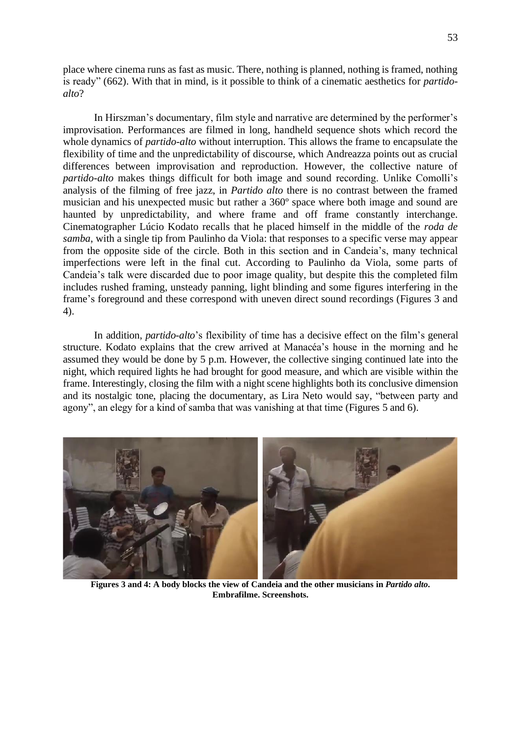place where cinema runs as fast as music. There, nothing is planned, nothing is framed, nothing is ready" (662). With that in mind, is it possible to think of a cinematic aesthetics for *partido-alto*?

In Hirszman's documentary, film style and narrative are determined by the performer's improvisation. Performances are filmed in long, handheld sequence shots which record the whole dynamics of *partido-alto* without interruption. This allows the frame to encapsulate the flexibility of time and the unpredictability of discourse, which Andreazza points out as crucial differences between improvisation and reproduction. However, the collective nature of *partido-alto* makes things difficult for both image and sound recording. Unlike Comolli's analysis of the filming of free jazz, in *Partido alto* there is no contrast between the framed musician and his unexpected music but rather a 360º space where both image and sound are haunted by unpredictability, and where frame and off frame constantly interchange. Cinematographer Lúcio Kodato recalls that he placed himself in the middle of the *roda de samba*, with a single tip from Paulinho da Viola: that responses to a specific verse may appear from the opposite side of the circle. Both in this section and in Candeia's, many technical imperfections were left in the final cut. According to Paulinho da Viola, some parts of Candeia's talk were discarded due to poor image quality, but despite this the completed film includes rushed framing, unsteady panning, light blinding and some figures interfering in the frame's foreground and these correspond with uneven direct sound recordings (Figures 3 and 4).

In addition, *partido-alto*'s flexibility of time has a decisive effect on the film's general structure. Kodato explains that the crew arrived at Manacéa's house in the morning and he assumed they would be done by 5 p.m. However, the collective singing continued late into the night, which required lights he had brought for good measure, and which are visible within the frame. Interestingly, closing the film with a night scene highlights both its conclusive dimension and its nostalgic tone, placing the documentary, as Lira Neto would say, "between party and agony", an elegy for a kind of samba that was vanishing at that time (Figures 5 and 6).

**Figures 3 and 4: A body blocks the view of Candeia and the other musicians in *Partido alto*. Embrafilme. Screenshots.**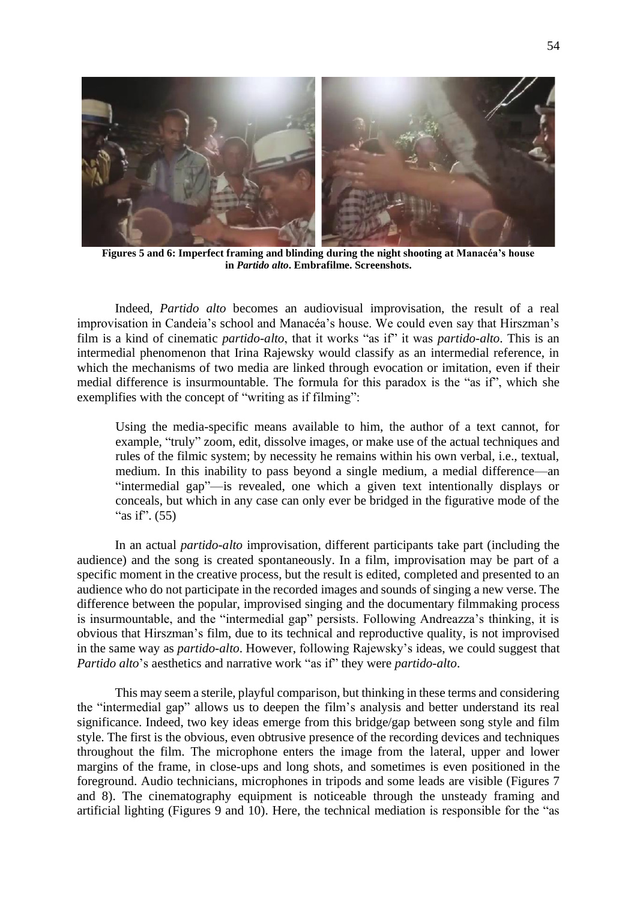**Figures 5 and 6: Imperfect framing and blinding during the night shooting at Manacéa's house in *Partido alto*. Embrafilme. Screenshots.**

Indeed, *Partido alto* becomes an audiovisual improvisation, the result of a real improvisation in Candeia's school and Manacéa's house. We could even say that Hirszman's film is a kind of cinematic *partido-alto*, that it works "as if" it was *partido-alto*. This is an intermedial phenomenon that Irina Rajewsky would classify as an intermedial reference, in which the mechanisms of two media are linked through evocation or imitation, even if their medial difference is insurmountable. The formula for this paradox is the "as if", which she exemplifies with the concept of "writing as if filming":

> Using the media-specific means available to him, the author of a text cannot, for example, "truly" zoom, edit, dissolve images, or make use of the actual techniques and rules of the filmic system; by necessity he remains within his own verbal, i.e., textual, medium. In this inability to pass beyond a single medium, a medial difference—an "intermedial gap"—is revealed, one which a given text intentionally displays or conceals, but which in any case can only ever be bridged in the figurative mode of the "as if". (55)

In an actual *partido-alto* improvisation, different participants take part (including the audience) and the song is created spontaneously. In a film, improvisation may be part of a specific moment in the creative process, but the result is edited, completed and presented to an audience who do not participate in the recorded images and sounds of singing a new verse. The difference between the popular, improvised singing and the documentary filmmaking process is insurmountable, and the "intermedial gap" persists. Following Andreazza's thinking, it is obvious that Hirszman's film, due to its technical and reproductive quality, is not improvised in the same way as *partido-alto*. However, following Rajewsky's ideas, we could suggest that *Partido alto*'s aesthetics and narrative work "as if" they were *partido-alto*.

This may seem a sterile, playful comparison, but thinking in these terms and considering the "intermedial gap" allows us to deepen the film's analysis and better understand its real significance. Indeed, two key ideas emerge from this bridge/gap between song style and film style. The first is the obvious, even obtrusive presence of the recording devices and techniques throughout the film. The microphone enters the image from the lateral, upper and lower margins of the frame, in close-ups and long shots, and sometimes is even positioned in the foreground. Audio technicians, microphones in tripods and some leads are visible (Figures 7 and 8). The cinematography equipment is noticeable through the unsteady framing and artificial lighting (Figures 9 and 10). Here, the technical mediation is responsible for the "as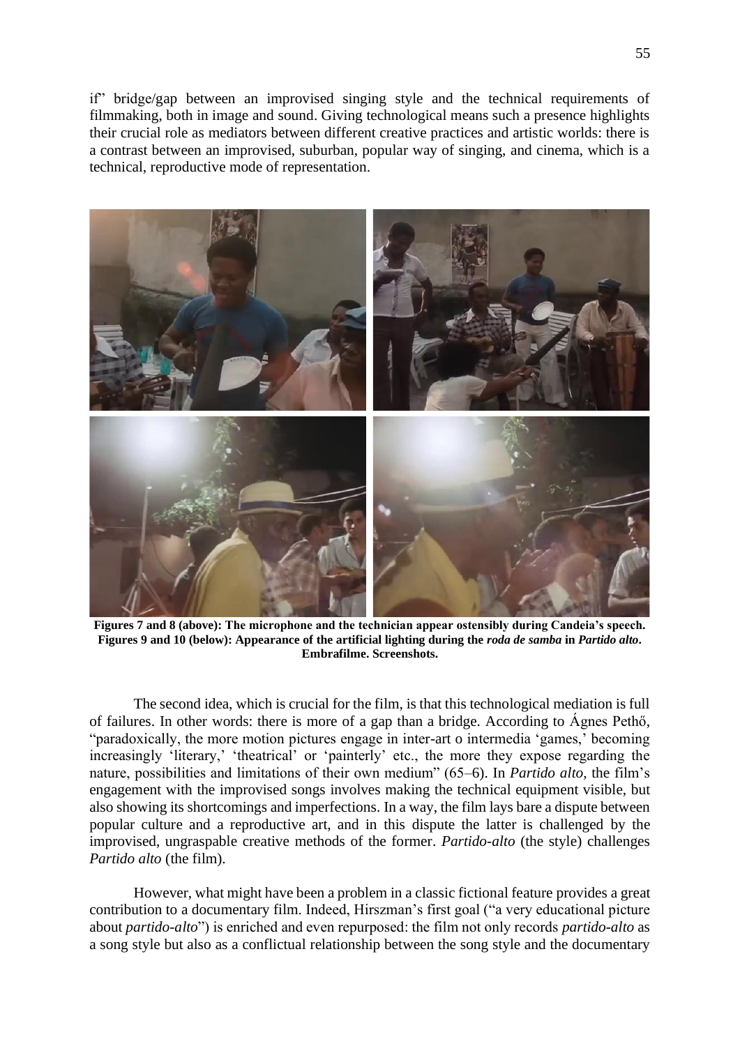if" bridge/gap between an improvised singing style and the technical requirements of filmmaking, both in image and sound. Giving technological means such a presence highlights their crucial role as mediators between different creative practices and artistic worlds: there is a contrast between an improvised, suburban, popular way of singing, and cinema, which is a technical, reproductive mode of representation.

**Figures 7 and 8 (above): The microphone and the technician appear ostensibly during Candeia's speech. Figures 9 and 10 (below): Appearance of the artificial lighting during the *roda de samba* in *Partido alto*. Embrafilme. Screenshots.**

The second idea, which is crucial for the film, is that this technological mediation is full of failures. In other words: there is more of a gap than a bridge. According to Ágnes Pethő, "paradoxically, the more motion pictures engage in inter-art o intermedia 'games,' becoming increasingly 'literary,' 'theatrical' or 'painterly' etc., the more they expose regarding the nature, possibilities and limitations of their own medium" (65–6). In *Partido alto*, the film's engagement with the improvised songs involves making the technical equipment visible, but also showing its shortcomings and imperfections. In a way, the film lays bare a dispute between popular culture and a reproductive art, and in this dispute the latter is challenged by the improvised, ungraspable creative methods of the former. *Partido-alto* (the style) challenges *Partido alto* (the film).

However, what might have been a problem in a classic fictional feature provides a great contribution to a documentary film. Indeed, Hirszman's first goal ("a very educational picture about *partido-alto*") is enriched and even repurposed: the film not only records *partido-alto* as a song style but also as a conflictual relationship between the song style and the documentary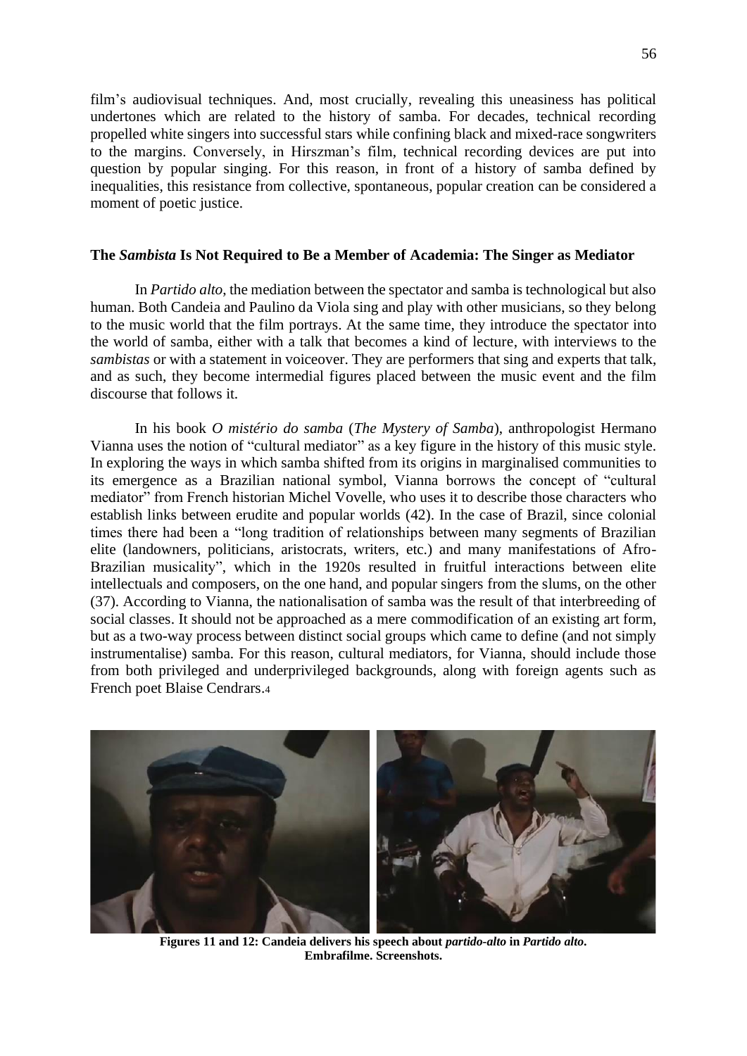film's audiovisual techniques. And, most crucially, revealing this uneasiness has political undertones which are related to the history of samba. For decades, technical recording propelled white singers into successful stars while confining black and mixed-race songwriters to the margins. Conversely, in Hirszman's film, technical recording devices are put into question by popular singing. For this reason, in front of a history of samba defined by inequalities, this resistance from collective, spontaneous, popular creation can be considered a moment of poetic justice.

## The *Sambista* Is Not Required to Be a Member of Academia: The Singer as Mediator

In *Partido alto*, the mediation between the spectator and samba is technological but also human. Both Candeia and Paulino da Viola sing and play with other musicians, so they belong to the music world that the film portrays. At the same time, they introduce the spectator into the world of samba, either with a talk that becomes a kind of lecture, with interviews to the *sambistas* or with a statement in voiceover. They are performers that sing and experts that talk, and as such, they become intermedial figures placed between the music event and the film discourse that follows it.

In his book *O mistério do samba* (*The Mystery of Samba*), anthropologist Hermano Vianna uses the notion of "cultural mediator" as a key figure in the history of this music style. In exploring the ways in which samba shifted from its origins in marginalised communities to its emergence as a Brazilian national symbol, Vianna borrows the concept of "cultural mediator" from French historian Michel Vovelle, who uses it to describe those characters who establish links between erudite and popular worlds (42). In the case of Brazil, since colonial times there had been a "long tradition of relationships between many segments of Brazilian elite (landowners, politicians, aristocrats, writers, etc.) and many manifestations of Afro-Brazilian musicality", which in the 1920s resulted in fruitful interactions between elite intellectuals and composers, on the one hand, and popular singers from the slums, on the other (37). According to Vianna, the nationalisation of samba was the result of that interbreeding of social classes. It should not be approached as a mere commodification of an existing art form, but as a two-way process between distinct social groups which came to define (and not simply instrumentalise) samba. For this reason, cultural mediators, for Vianna, should include those from both privileged and underprivileged backgrounds, along with foreign agents such as French poet Blaise Cendrars.[4]

**Figures 11 and 12: Candeia delivers his speech about *partido-alto* in *Partido alto*. Embrafilme. Screenshots.**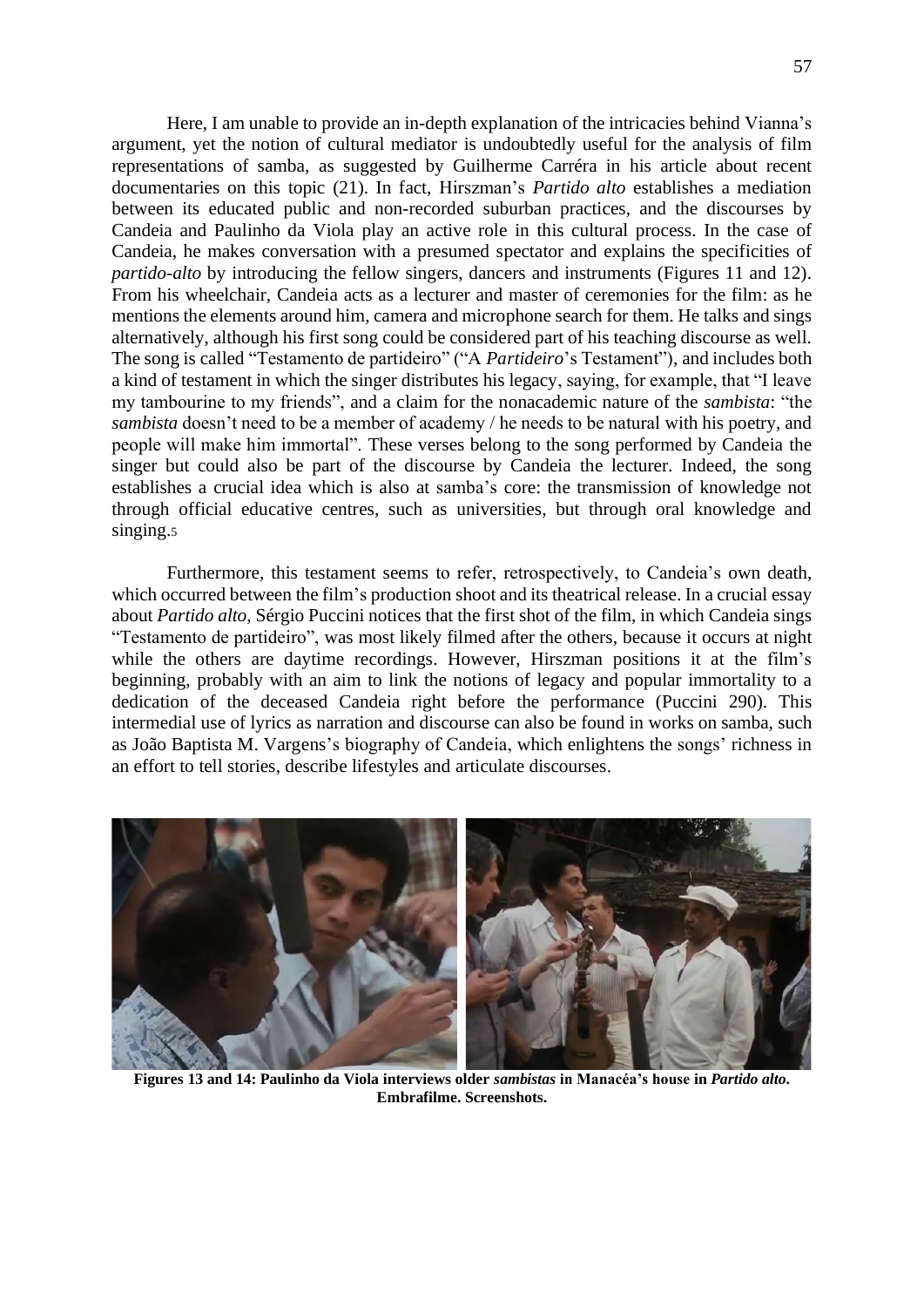Here, I am unable to provide an in-depth explanation of the intricacies behind Vianna's argument, yet the notion of cultural mediator is undoubtedly useful for the analysis of film representations of samba, as suggested by Guilherme Carréra in his article about recent documentaries on this topic (21). In fact, Hirszman's *Partido alto* establishes a mediation between its educated public and non-recorded suburban practices, and the discourses by Candeia and Paulinho da Viola play an active role in this cultural process. In the case of Candeia, he makes conversation with a presumed spectator and explains the specificities of *partido-alto* by introducing the fellow singers, dancers and instruments (Figures 11 and 12). From his wheelchair, Candeia acts as a lecturer and master of ceremonies for the film: as he mentions the elements around him, camera and microphone search for them. He talks and sings alternatively, although his first song could be considered part of his teaching discourse as well. The song is called "Testamento de partideiro" ("A *Partideiro*'s Testament"), and includes both a kind of testament in which the singer distributes his legacy, saying, for example, that "I leave my tambourine to my friends", and a claim for the nonacademic nature of the *sambista*: "the *sambista* doesn't need to be a member of academy / he needs to be natural with his poetry, and people will make him immortal". These verses belong to the song performed by Candeia the singer but could also be part of the discourse by Candeia the lecturer. Indeed, the song establishes a crucial idea which is also at samba's core: the transmission of knowledge not through official educative centres, such as universities, but through oral knowledge and singing.[5]

Furthermore, this testament seems to refer, retrospectively, to Candeia's own death, which occurred between the film's production shoot and its theatrical release. In a crucial essay about *Partido alto*, Sérgio Puccini notices that the first shot of the film, in which Candeia sings "Testamento de partideiro", was most likely filmed after the others, because it occurs at night while the others are daytime recordings. However, Hirszman positions it at the film's beginning, probably with an aim to link the notions of legacy and popular immortality to a dedication of the deceased Candeia right before the performance (Puccini 290). This intermedial use of lyrics as narration and discourse can also be found in works on samba, such as João Baptista M. Vargens's biography of Candeia, which enlightens the songs' richness in an effort to tell stories, describe lifestyles and articulate discourses.

**Figures 13 and 14: Paulinho da Viola interviews older *sambistas* in Manacéa's house in *Partido alto*. Embrafilme. Screenshots.**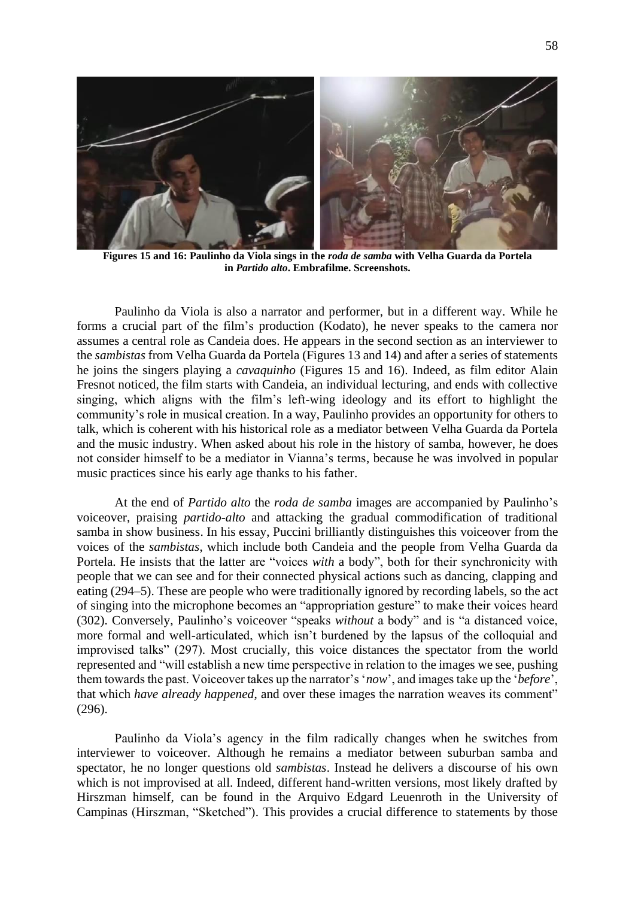**Figures 15 and 16: Paulinho da Viola sings in the *roda de samba* with Velha Guarda da Portela in *Partido alto*. Embrafilme. Screenshots.**

Paulinho da Viola is also a narrator and performer, but in a different way. While he forms a crucial part of the film's production (Kodato), he never speaks to the camera nor assumes a central role as Candeia does. He appears in the second section as an interviewer to the *sambistas* from Velha Guarda da Portela (Figures 13 and 14) and after a series of statements he joins the singers playing a *cavaquinho* (Figures 15 and 16). Indeed, as film editor Alain Fresnot noticed, the film starts with Candeia, an individual lecturing, and ends with collective singing, which aligns with the film's left-wing ideology and its effort to highlight the community's role in musical creation. In a way, Paulinho provides an opportunity for others to talk, which is coherent with his historical role as a mediator between Velha Guarda da Portela and the music industry. When asked about his role in the history of samba, however, he does not consider himself to be a mediator in Vianna's terms, because he was involved in popular music practices since his early age thanks to his father.

At the end of *Partido alto* the *roda de samba* images are accompanied by Paulinho's voiceover, praising *partido-alto* and attacking the gradual commodification of traditional samba in show business. In his essay, Puccini brilliantly distinguishes this voiceover from the voices of the *sambistas*, which include both Candeia and the people from Velha Guarda da Portela. He insists that the latter are "voices *with* a body", both for their synchronicity with people that we can see and for their connected physical actions such as dancing, clapping and eating (294–5). These are people who were traditionally ignored by recording labels, so the act of singing into the microphone becomes an "appropriation gesture" to make their voices heard (302). Conversely, Paulinho's voiceover "speaks *without* a body" and is "a distanced voice, more formal and well-articulated, which isn't burdened by the lapsus of the colloquial and improvised talks" (297). Most crucially, this voice distances the spectator from the world represented and "will establish a new time perspective in relation to the images we see, pushing them towards the past. Voiceover takes up the narrator's '*now*', and images take up the '*before*', that which *have already happened*, and over these images the narration weaves its comment" (296).

Paulinho da Viola's agency in the film radically changes when he switches from interviewer to voiceover. Although he remains a mediator between suburban samba and spectator, he no longer questions old *sambistas*. Instead he delivers a discourse of his own which is not improvised at all. Indeed, different hand-written versions, most likely drafted by Hirszman himself, can be found in the Arquivo Edgard Leuenroth in the University of Campinas (Hirszman, "Sketched"). This provides a crucial difference to statements by those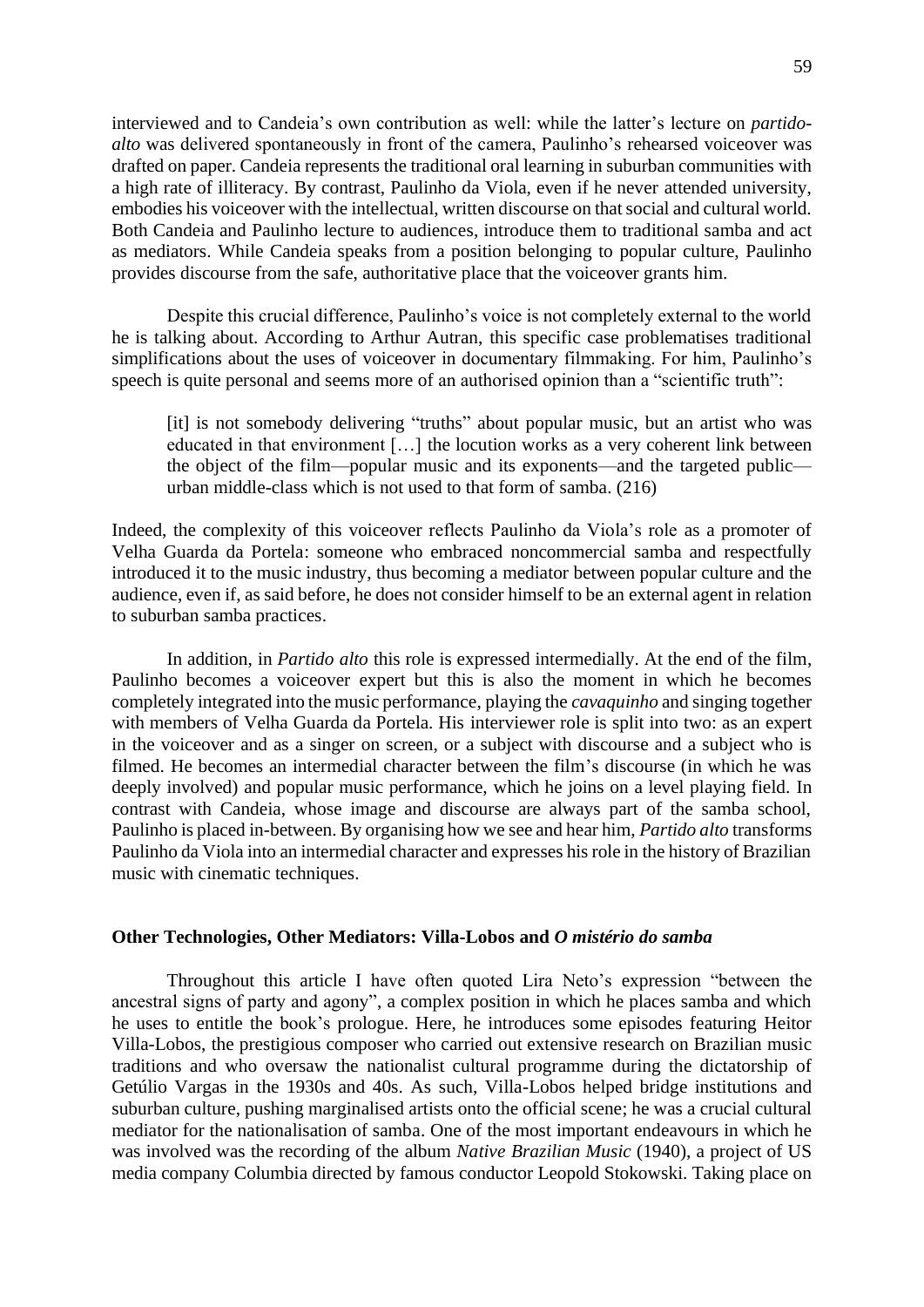interviewed and to Candeia's own contribution as well: while the latter's lecture on *partido-alto* was delivered spontaneously in front of the camera, Paulinho's rehearsed voiceover was drafted on paper. Candeia represents the traditional oral learning in suburban communities with a high rate of illiteracy. By contrast, Paulinho da Viola, even if he never attended university, embodies his voiceover with the intellectual, written discourse on that social and cultural world. Both Candeia and Paulinho lecture to audiences, introduce them to traditional samba and act as mediators. While Candeia speaks from a position belonging to popular culture, Paulinho provides discourse from the safe, authoritative place that the voiceover grants him.

Despite this crucial difference, Paulinho's voice is not completely external to the world he is talking about. According to Arthur Autran, this specific case problematises traditional simplifications about the uses of voiceover in documentary filmmaking. For him, Paulinho's speech is quite personal and seems more of an authorised opinion than a "scientific truth":

> [it] is not somebody delivering "truths" about popular music, but an artist who was educated in that environment […] the locution works as a very coherent link between the object of the film—popular music and its exponents—and the targeted public—urban middle-class which is not used to that form of samba. (216)

Indeed, the complexity of this voiceover reflects Paulinho da Viola's role as a promoter of Velha Guarda da Portela: someone who embraced noncommercial samba and respectfully introduced it to the music industry, thus becoming a mediator between popular culture and the audience, even if, as said before, he does not consider himself to be an external agent in relation to suburban samba practices.

In addition, in *Partido alto* this role is expressed intermedially. At the end of the film, Paulinho becomes a voiceover expert but this is also the moment in which he becomes completely integrated into the music performance, playing the *cavaquinho* and singing together with members of Velha Guarda da Portela. His interviewer role is split into two: as an expert in the voiceover and as a singer on screen, or a subject with discourse and a subject who is filmed. He becomes an intermedial character between the film's discourse (in which he was deeply involved) and popular music performance, which he joins on a level playing field. In contrast with Candeia, whose image and discourse are always part of the samba school, Paulinho is placed in-between. By organising how we see and hear him, *Partido alto* transforms Paulinho da Viola into an intermedial character and expresses his role in the history of Brazilian music with cinematic techniques.

### Other Technologies, Other Mediators: Villa-Lobos and *O mistério do samba*

Throughout this article I have often quoted Lira Neto's expression "between the ancestral signs of party and agony", a complex position in which he places samba and which he uses to entitle the book's prologue. Here, he introduces some episodes featuring Heitor Villa-Lobos, the prestigious composer who carried out extensive research on Brazilian music traditions and who oversaw the nationalist cultural programme during the dictatorship of Getúlio Vargas in the 1930s and 40s. As such, Villa-Lobos helped bridge institutions and suburban culture, pushing marginalised artists onto the official scene; he was a crucial cultural mediator for the nationalisation of samba. One of the most important endeavours in which he was involved was the recording of the album *Native Brazilian Music* (1940), a project of US media company Columbia directed by famous conductor Leopold Stokowski. Taking place on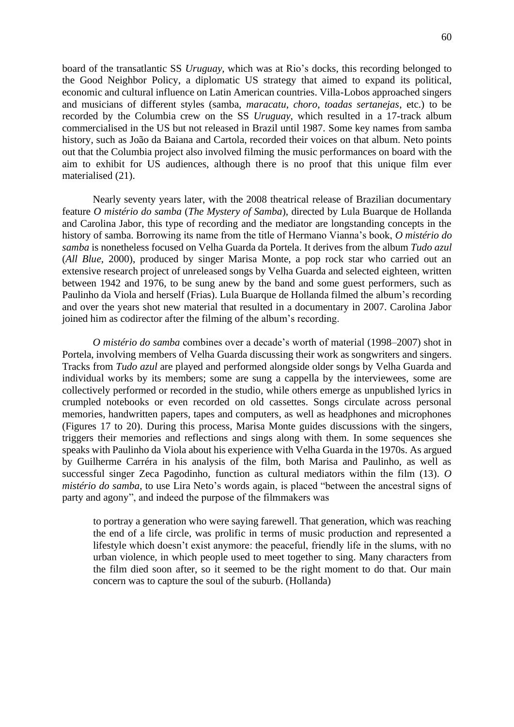board of the transatlantic SS *Uruguay*, which was at Rio's docks, this recording belonged to the Good Neighbor Policy, a diplomatic US strategy that aimed to expand its political, economic and cultural influence on Latin American countries. Villa-Lobos approached singers and musicians of different styles (samba, *maracatu*, *choro*, *toadas sertanejas*, etc.) to be recorded by the Columbia crew on the SS *Uruguay*, which resulted in a 17-track album commercialised in the US but not released in Brazil until 1987. Some key names from samba history, such as João da Baiana and Cartola, recorded their voices on that album. Neto points out that the Columbia project also involved filming the music performances on board with the aim to exhibit for US audiences, although there is no proof that this unique film ever materialised (21).

Nearly seventy years later, with the 2008 theatrical release of Brazilian documentary feature *O mistério do samba* (*The Mystery of Samba*), directed by Lula Buarque de Hollanda and Carolina Jabor, this type of recording and the mediator are longstanding concepts in the history of samba. Borrowing its name from the title of Hermano Vianna's book, *O mistério do samba* is nonetheless focused on Velha Guarda da Portela. It derives from the album *Tudo azul* (*All Blue*, 2000), produced by singer Marisa Monte, a pop rock star who carried out an extensive research project of unreleased songs by Velha Guarda and selected eighteen, written between 1942 and 1976, to be sung anew by the band and some guest performers, such as Paulinho da Viola and herself (Frias). Lula Buarque de Hollanda filmed the album's recording and over the years shot new material that resulted in a documentary in 2007. Carolina Jabor joined him as codirector after the filming of the album's recording.

*O mistério do samba* combines over a decade's worth of material (1998–2007) shot in Portela, involving members of Velha Guarda discussing their work as songwriters and singers. Tracks from *Tudo azul* are played and performed alongside older songs by Velha Guarda and individual works by its members; some are sung a cappella by the interviewees, some are collectively performed or recorded in the studio, while others emerge as unpublished lyrics in crumpled notebooks or even recorded on old cassettes. Songs circulate across personal memories, handwritten papers, tapes and computers, as well as headphones and microphones (Figures 17 to 20). During this process, Marisa Monte guides discussions with the singers, triggers their memories and reflections and sings along with them. In some sequences she speaks with Paulinho da Viola about his experience with Velha Guarda in the 1970s. As argued by Guilherme Carréra in his analysis of the film, both Marisa and Paulinho, as well as successful singer Zeca Pagodinho, function as cultural mediators within the film (13). *O mistério do samba*, to use Lira Neto's words again, is placed "between the ancestral signs of party and agony", and indeed the purpose of the filmmakers was

> to portray a generation who were saying farewell. That generation, which was reaching the end of a life circle, was prolific in terms of music production and represented a lifestyle which doesn't exist anymore: the peaceful, friendly life in the slums, with no urban violence, in which people used to meet together to sing. Many characters from the film died soon after, so it seemed to be the right moment to do that. Our main concern was to capture the soul of the suburb. (Hollanda)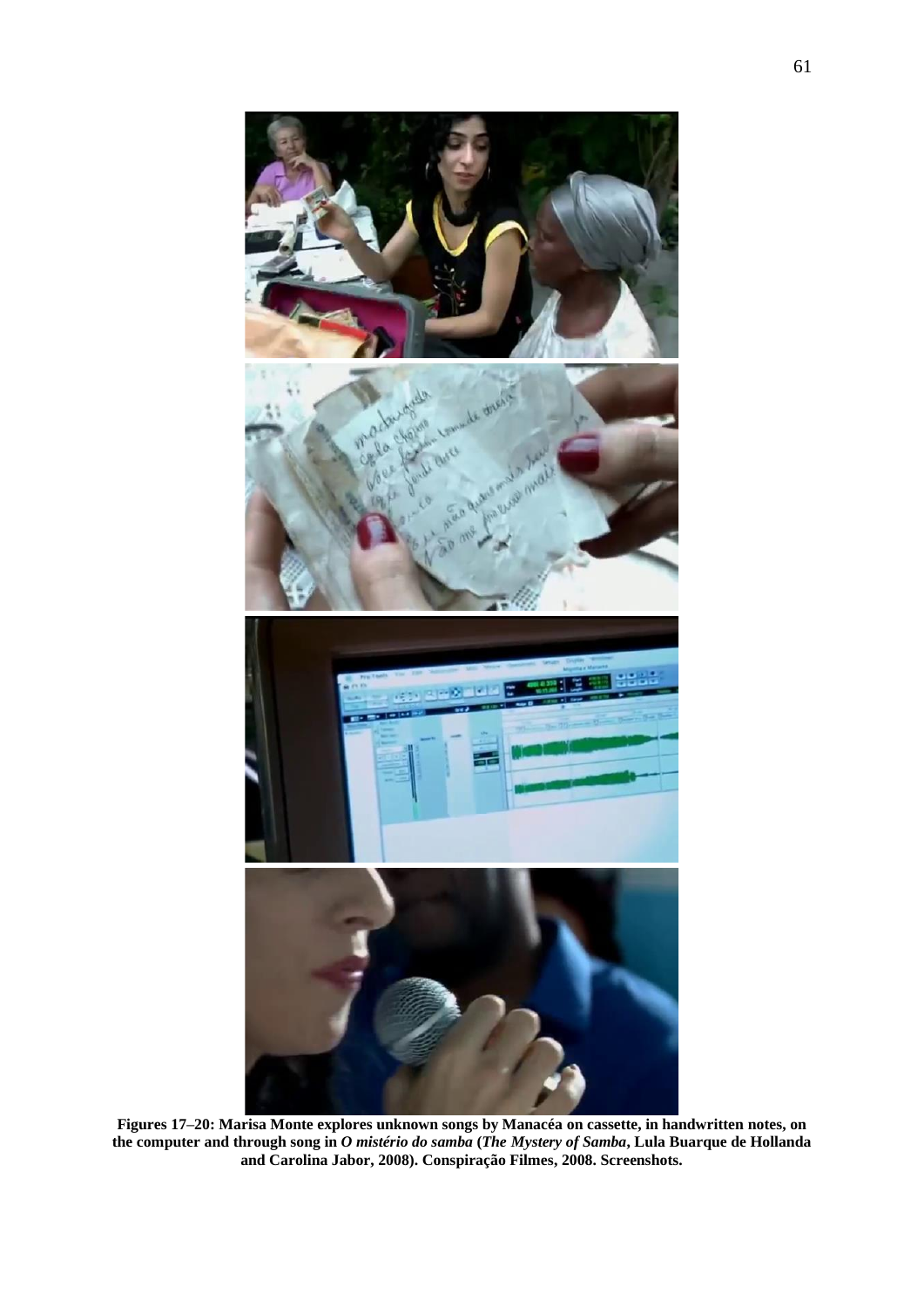**Figures 17–20: Marisa Monte explores unknown songs by Manacéa on cassette, in handwritten notes, on the computer and through song in *O mistério do samba* (*The Mystery of Samba*, Lula Buarque de Hollanda and Carolina Jabor, 2008). Conspiração Filmes, 2008. Screenshots.**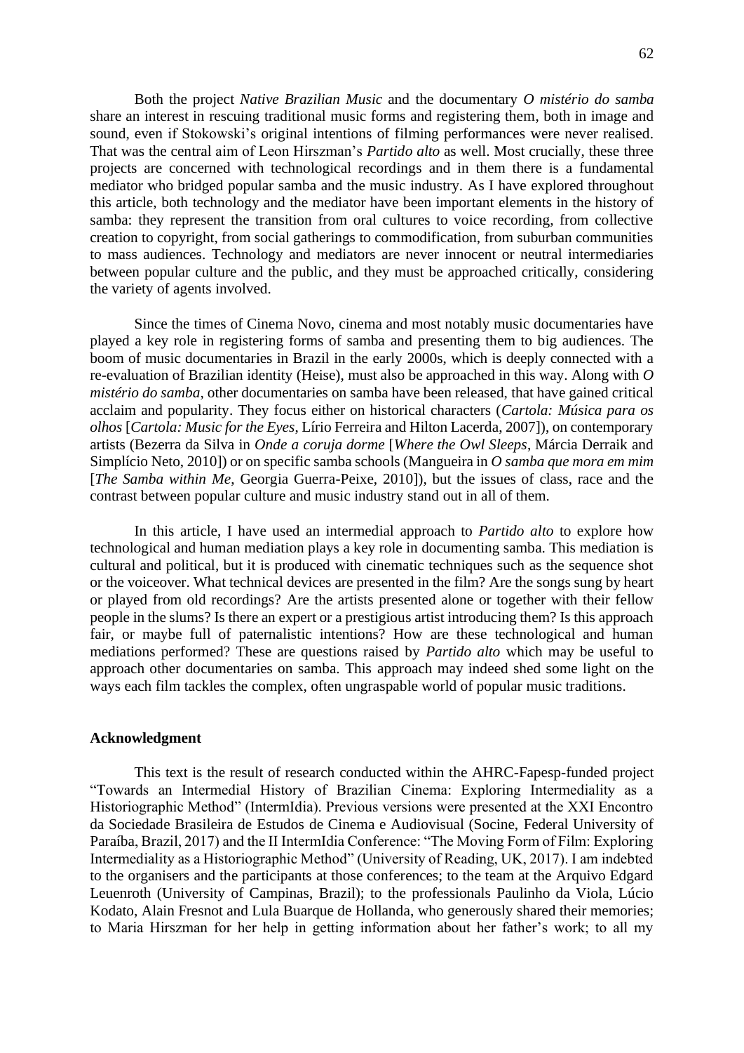Both the project *Native Brazilian Music* and the documentary *O mistério do samba* share an interest in rescuing traditional music forms and registering them, both in image and sound, even if Stokowski's original intentions of filming performances were never realised. That was the central aim of Leon Hirszman's *Partido alto* as well. Most crucially, these three projects are concerned with technological recordings and in them there is a fundamental mediator who bridged popular samba and the music industry. As I have explored throughout this article, both technology and the mediator have been important elements in the history of samba: they represent the transition from oral cultures to voice recording, from collective creation to copyright, from social gatherings to commodification, from suburban communities to mass audiences. Technology and mediators are never innocent or neutral intermediaries between popular culture and the public, and they must be approached critically, considering the variety of agents involved.

Since the times of Cinema Novo, cinema and most notably music documentaries have played a key role in registering forms of samba and presenting them to big audiences. The boom of music documentaries in Brazil in the early 2000s, which is deeply connected with a re-evaluation of Brazilian identity (Heise), must also be approached in this way. Along with *O mistério do samba*, other documentaries on samba have been released, that have gained critical acclaim and popularity. They focus either on historical characters (*Cartola: Música para os olhos* [*Cartola: Music for the Eyes*, Lírio Ferreira and Hilton Lacerda, 2007]), on contemporary artists (Bezerra da Silva in *Onde a coruja dorme* [*Where the Owl Sleeps*, Márcia Derraik and Simplício Neto, 2010]) or on specific samba schools (Mangueira in *O samba que mora em mim* [*The Samba within Me*, Georgia Guerra-Peixe, 2010]), but the issues of class, race and the contrast between popular culture and music industry stand out in all of them.

In this article, I have used an intermedial approach to *Partido alto* to explore how technological and human mediation plays a key role in documenting samba. This mediation is cultural and political, but it is produced with cinematic techniques such as the sequence shot or the voiceover. What technical devices are presented in the film? Are the songs sung by heart or played from old recordings? Are the artists presented alone or together with their fellow people in the slums? Is there an expert or a prestigious artist introducing them? Is this approach fair, or maybe full of paternalistic intentions? How are these technological and human mediations performed? These are questions raised by *Partido alto* which may be useful to approach other documentaries on samba. This approach may indeed shed some light on the ways each film tackles the complex, often ungraspable world of popular music traditions.

## Acknowledgment

This text is the result of research conducted within the AHRC-Fapesp-funded project "Towards an Intermedial History of Brazilian Cinema: Exploring Intermediality as a Historiographic Method" (IntermIdia). Previous versions were presented at the XXI Encontro da Sociedade Brasileira de Estudos de Cinema e Audiovisual (Socine, Federal University of Paraíba, Brazil, 2017) and the II IntermIdia Conference: "The Moving Form of Film: Exploring Intermediality as a Historiographic Method" (University of Reading, UK, 2017). I am indebted to the organisers and the participants at those conferences; to the team at the Arquivo Edgard Leuenroth (University of Campinas, Brazil); to the professionals Paulinho da Viola, Lúcio Kodato, Alain Fresnot and Lula Buarque de Hollanda, who generously shared their memories; to Maria Hirszman for her help in getting information about her father's work; to all my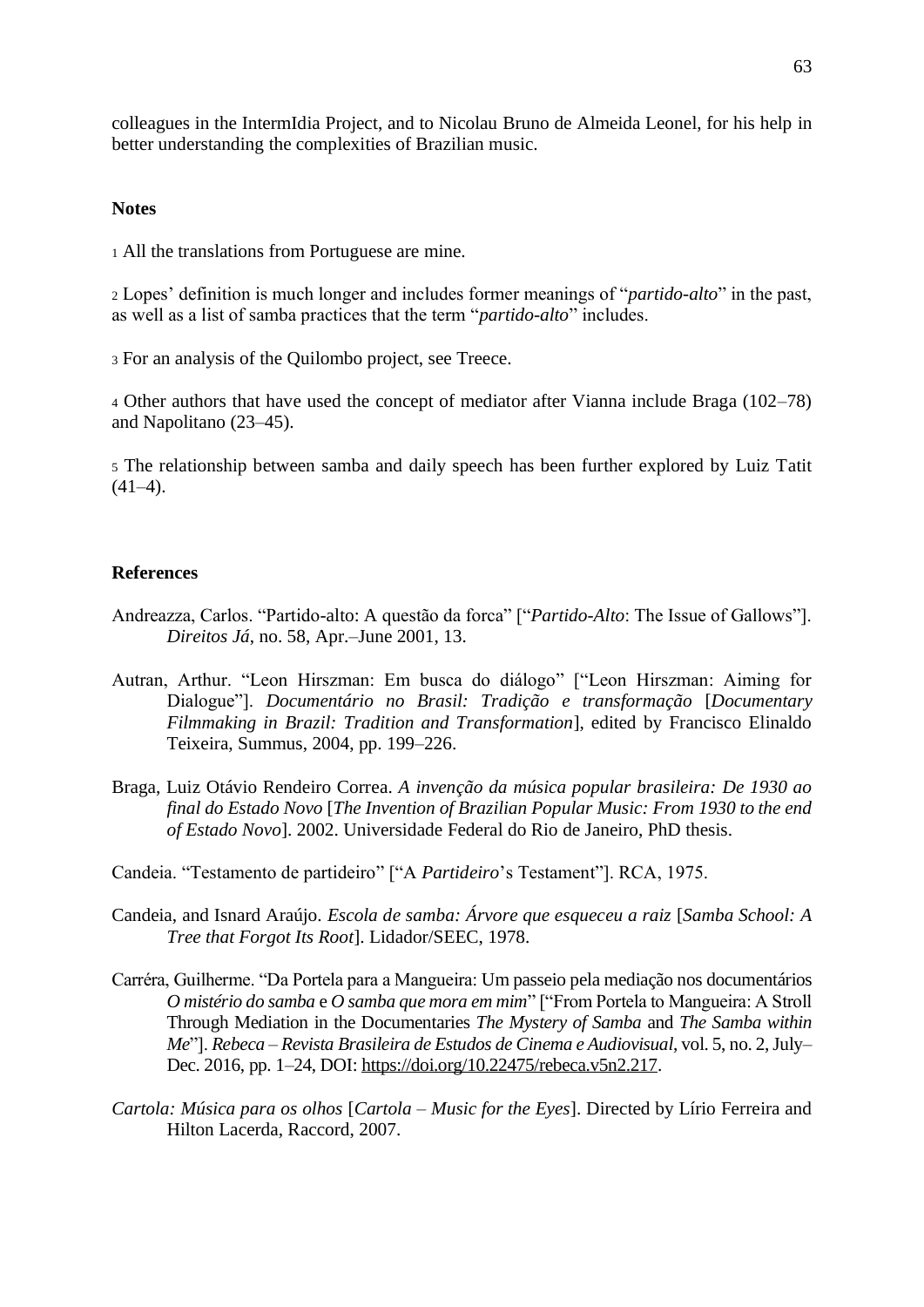colleagues in the InternIdia Project, and to Nicolau Bruno de Almeida Leonel, for his help in better understanding the complexities of Brazilian music.

## Notes

1 All the translations from Portuguese are mine.

2 Lopes' definition is much longer and includes former meanings of "*partido-alto*" in the past, as well as a list of samba practices that the term "*partido-alto*" includes.

3 For an analysis of the Quilombo project, see Treece.

4 Other authors that have used the concept of mediator after Vianna include Braga (102–78) and Napolitano (23–45).

5 The relationship between samba and daily speech has been further explored by Luiz Tatit (41–4).

## References

Andreazza, Carlos. "Partido-alto: A questão da forca" ["*Partido-Alto*: The Issue of Gallows"]. *Direitos Já*, no. 58, Apr.–June 2001, 13.

Autran, Arthur. "Leon Hirszman: Em busca do diálogo" ["Leon Hirszman: Aiming for Dialogue"]. *Documentário no Brasil: Tradição e transformação* [*Documentary Filmmaking in Brazil: Tradition and Transformation*], edited by Francisco Elinaldo Teixeira, Summus, 2004, pp. 199–226.

Braga, Luiz Otávio Rendeiro Correa. *A invenção da música popular brasileira: De 1930 ao final do Estado Novo* [*The Invention of Brazilian Popular Music: From 1930 to the end of Estado Novo*]. 2002. Universidade Federal do Rio de Janeiro, PhD thesis.

Candeia. "Testamento de partideiro" ["A *Partideiro*'s Testament"]. RCA, 1975.

Candeia, and Isnard Araújo. *Escola de samba: Árvore que esqueceu a raiz* [*Samba School: A Tree that Forgot Its Root*]. Lidador/SEEC, 1978.

Carréra, Guilherme. "Da Portela para a Mangueira: Um passeio pela mediação nos documentários *O mistério do samba* e *O samba que mora em mim*" ["From Portela to Mangueira: A Stroll Through Mediation in the Documentaries *The Mystery of Samba* and *The Samba within Me*"]. *Rebeca – Revista Brasileira de Estudos de Cinema e Audiovisual*, vol. 5, no. 2, July–Dec. 2016, pp. 1–24, DOI: https://doi.org/10.22475/rebeca.v5n2.217.

*Cartola: Música para os olhos* [*Cartola – Music for the Eyes*]. Directed by Lírio Ferreira and Hilton Lacerda, Raccord, 2007.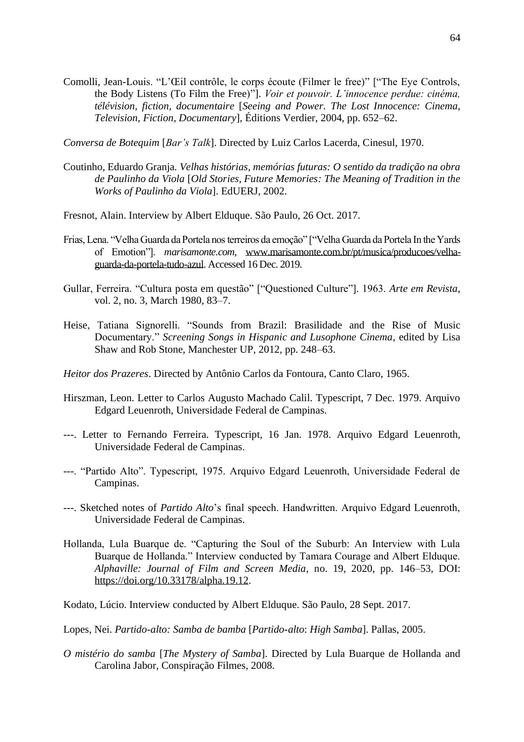Comolli, Jean-Louis. "L'Œil contrôle, le corps écoute (Filmer le free)" ["The Eye Controls, the Body Listens (To Film the Free)"]. *Voir et pouvoir. L'innocence perdue: cinéma, télévision, fiction, documentaire* [*Seeing and Power. The Lost Innocence: Cinema, Television, Fiction, Documentary*], Éditions Verdier, 2004, pp. 652–62.

*Conversa de Botequim* [*Bar's Talk*]. Directed by Luiz Carlos Lacerda, Cinesul, 1970.

Coutinho, Eduardo Granja. *Velhas histórias, memórias futuras: O sentido da tradição na obra de Paulinho da Viola* [*Old Stories, Future Memories: The Meaning of Tradition in the Works of Paulinho da Viola*]. EdUERJ, 2002.

Fresnot, Alain. Interview by Albert Elduque. São Paulo, 26 Oct. 2017.

Frias, Lena. "Velha Guarda da Portela nos terreiros da emoção" ["Velha Guarda da Portela In the Yards of Emotion"]. *marisamonte.com*, www.marisamonte.com.br/pt/musica/producoes/velha-guarda-da-portela-tudo-azul. Accessed 16 Dec. 2019.

Gullar, Ferreira. "Cultura posta em questão" ["Questioned Culture"]. 1963. *Arte em Revista*, vol. 2, no. 3, March 1980, 83–7.

Heise, Tatiana Signorelli. "Sounds from Brazil: Brasilidade and the Rise of Music Documentary." *Screening Songs in Hispanic and Lusophone Cinema*, edited by Lisa Shaw and Rob Stone, Manchester UP, 2012, pp. 248–63.

*Heitor dos Prazeres*. Directed by Antônio Carlos da Fontoura, Canto Claro, 1965.

Hirszman, Leon. Letter to Carlos Augusto Machado Calil. Typescript, 7 Dec. 1979. Arquivo Edgard Leuenroth, Universidade Federal de Campinas.

---. Letter to Fernando Ferreira. Typescript, 16 Jan. 1978. Arquivo Edgard Leuenroth, Universidade Federal de Campinas.

---. "Partido Alto". Typescript, 1975. Arquivo Edgard Leuenroth, Universidade Federal de Campinas.

---. Sketched notes of *Partido Alto*'s final speech. Handwritten. Arquivo Edgard Leuenroth, Universidade Federal de Campinas.

Hollanda, Lula Buarque de. "Capturing the Soul of the Suburb: An Interview with Lula Buarque de Hollanda." Interview conducted by Tamara Courage and Albert Elduque. *Alphaville: Journal of Film and Screen Media*, no. 19, 2020, pp. 146–53, DOI: https://doi.org/10.33178/alpha.19.12.

Kodato, Lúcio. Interview conducted by Albert Elduque. São Paulo, 28 Sept. 2017.

Lopes, Nei. *Partido-alto: Samba de bamba* [*Partido-alto*: *High Samba*]. Pallas, 2005.

*O mistério do samba* [*The Mystery of Samba*]. Directed by Lula Buarque de Hollanda and Carolina Jabor, Conspiração Filmes, 2008.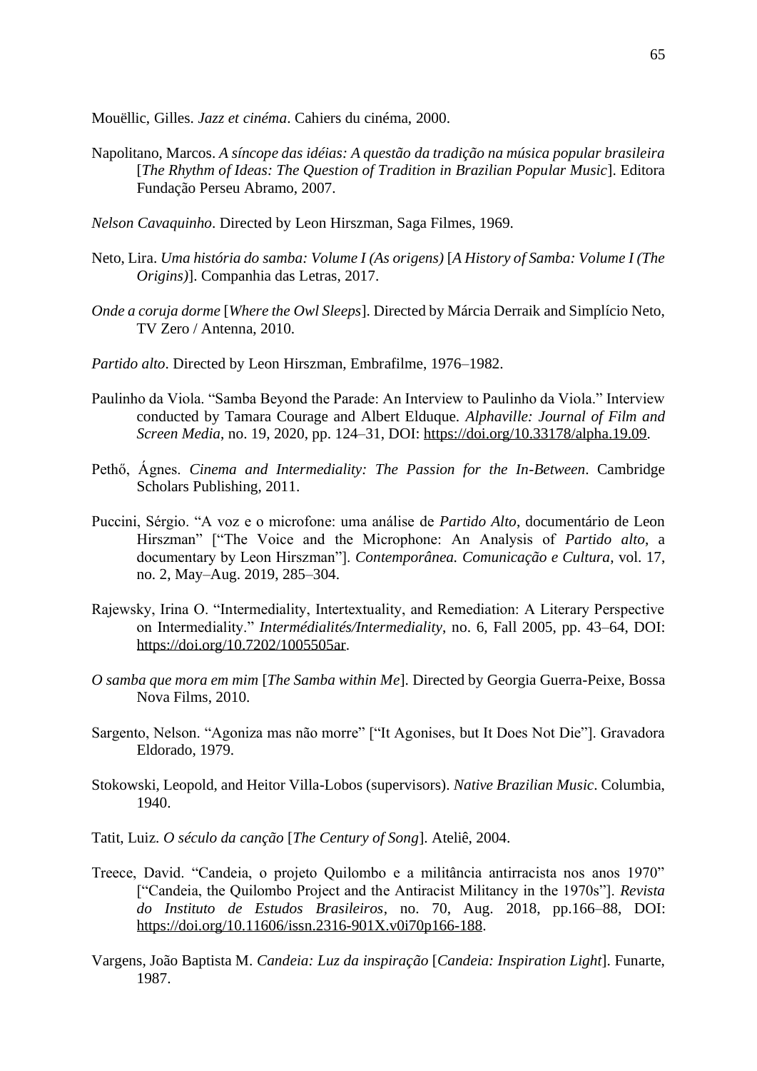Mouëllic, Gilles. *Jazz et cinéma*. Cahiers du cinéma, 2000.

Napolitano, Marcos. *A síncope das idéias: A questão da tradição na música popular brasileira* [*The Rhythm of Ideas: The Question of Tradition in Brazilian Popular Music*]. Editora Fundação Perseu Abramo, 2007.

*Nelson Cavaquinho*. Directed by Leon Hirszman, Saga Filmes, 1969.

Neto, Lira. *Uma história do samba: Volume I (As origens)* [*A History of Samba: Volume I (The Origins)*]. Companhia das Letras, 2017.

*Onde a coruja dorme* [*Where the Owl Sleeps*]. Directed by Márcia Derraik and Simplício Neto, TV Zero / Antenna, 2010.

*Partido alto*. Directed by Leon Hirszman, Embrafilme, 1976–1982.

Paulinho da Viola. "Samba Beyond the Parade: An Interview to Paulinho da Viola." Interview conducted by Tamara Courage and Albert Elduque. *Alphaville: Journal of Film and Screen Media*, no. 19, 2020, pp. 124–31, DOI: https://doi.org/10.33178/alpha.19.09.

Pethő, Ágnes. *Cinema and Intermediality: The Passion for the In-Between*. Cambridge Scholars Publishing, 2011.

Puccini, Sérgio. "A voz e o microfone: uma análise de *Partido Alto*, documentário de Leon Hirszman" ["The Voice and the Microphone: An Analysis of *Partido alto*, a documentary by Leon Hirszman"]. *Contemporânea. Comunicação e Cultura*, vol. 17, no. 2, May–Aug. 2019, 285–304.

Rajewsky, Irina O. "Intermediality, Intertextuality, and Remediation: A Literary Perspective on Intermediality." *Intermédialités/Intermediality*, no. 6, Fall 2005, pp. 43–64, DOI: https://doi.org/10.7202/1005505ar.

*O samba que mora em mim* [*The Samba within Me*]. Directed by Georgia Guerra-Peixe, Bossa Nova Films, 2010.

Sargento, Nelson. "Agoniza mas não morre" ["It Agonises, but It Does Not Die"]. Gravadora Eldorado, 1979.

Stokowski, Leopold, and Heitor Villa-Lobos (supervisors). *Native Brazilian Music*. Columbia, 1940.

Tatit, Luiz. *O século da canção* [*The Century of Song*]. Ateliê, 2004.

Treece, David. "Candeia, o projeto Quilombo e a militância antirracista nos anos 1970" ["Candeia, the Quilombo Project and the Antiracist Militancy in the 1970s"]. *Revista do Instituto de Estudos Brasileiros*, no. 70, Aug. 2018, pp.166–88, DOI: https://doi.org/10.11606/issn.2316-901X.v0i70p166-188.

Vargens, João Baptista M. *Candeia: Luz da inspiração* [*Candeia: Inspiration Light*]. Funarte, 1987.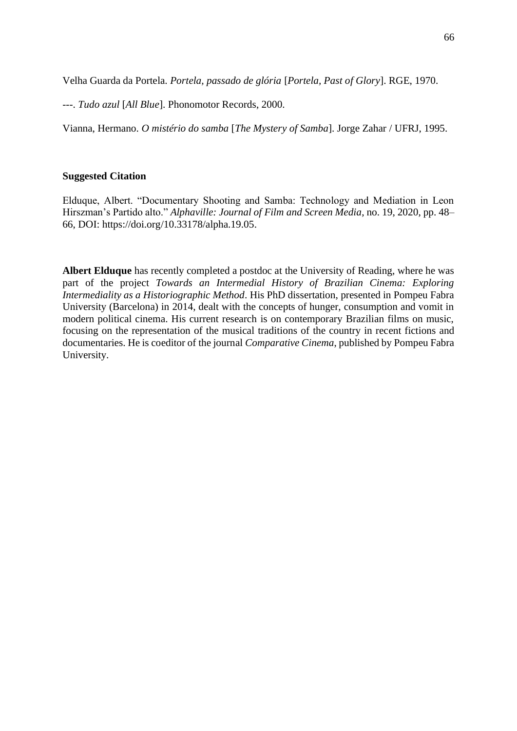Velha Guarda da Portela. *Portela, passado de glória* [*Portela*, *Past of Glory*]. RGE, 1970.

---. *Tudo azul* [*All Blue*]. Phonomotor Records, 2000.

Vianna, Hermano. *O mistério do samba* [*The Mystery of Samba*]. Jorge Zahar / UFRJ, 1995.

**Suggested Citation**

Elduque, Albert. "Documentary Shooting and Samba: Technology and Mediation in Leon Hirszman's Partido alto." *Alphaville: Journal of Film and Screen Media*, no. 19, 2020, pp. 48–66, DOI: https://doi.org/10.33178/alpha.19.05.

**Albert Elduque** has recently completed a postdoc at the University of Reading, where he was part of the project *Towards an Intermedial History of Brazilian Cinema: Exploring Intermediality as a Historiographic Method*. His PhD dissertation, presented in Pompeu Fabra University (Barcelona) in 2014, dealt with the concepts of hunger, consumption and vomit in modern political cinema. His current research is on contemporary Brazilian films on music, focusing on the representation of the musical traditions of the country in recent fictions and documentaries. He is coeditor of the journal *Comparative Cinema*, published by Pompeu Fabra University.